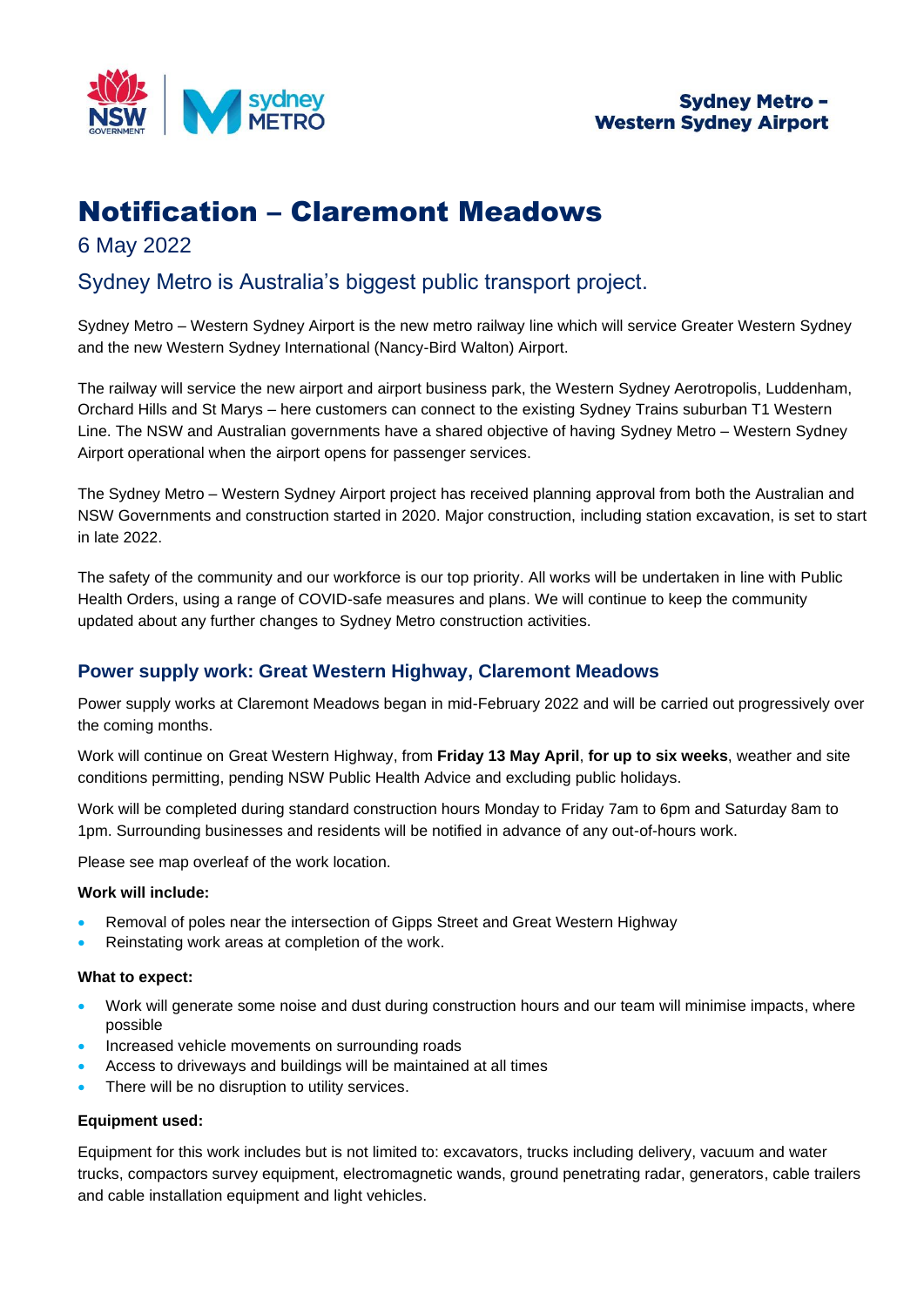Sydney Metro – Western Sydney Airport

# Notification – Claremont Meadows

6 May 2022

## Sydney Metro is Australia's biggest public transport project.

Sydney Metro – Western Sydney Airport is the new metro railway line which will service Greater Western Sydney and the new Western Sydney International (Nancy-Bird Walton) Airport.

The railway will service the new airport and airport business park, the Western Sydney Aerotropolis, Luddenham, Orchard Hills and St Marys – here customers can connect to the existing Sydney Trains suburban T1 Western Line. The NSW and Australian governments have a shared objective of having Sydney Metro – Western Sydney Airport operational when the airport opens for passenger services.

The Sydney Metro – Western Sydney Airport project has received planning approval from both the Australian and NSW Governments and construction started in 2020. Major construction, including station excavation, is set to start in late 2022.

The safety of the community and our workforce is our top priority. All works will be undertaken in line with Public Health Orders, using a range of COVID-safe measures and plans. We will continue to keep the community updated about any further changes to Sydney Metro construction activities.

### Power supply work: Great Western Highway, Claremont Meadows

Power supply works at Claremont Meadows began in mid-February 2022 and will be carried out progressively over the coming months.

Work will continue on Great Western Highway, from **Friday 13 May April**, **for up to six weeks**, weather and site conditions permitting, pending NSW Public Health Advice and excluding public holidays.

Work will be completed during standard construction hours Monday to Friday 7am to 6pm and Saturday 8am to 1pm. Surrounding businesses and residents will be notified in advance of any out-of-hours work.

Please see map overleaf of the work location.

**Work will include:**

- Removal of poles near the intersection of Gipps Street and Great Western Highway
- Reinstating work areas at completion of the work.

**What to expect:**

- Work will generate some noise and dust during construction hours and our team will minimise impacts, where possible
- Increased vehicle movements on surrounding roads
- Access to driveways and buildings will be maintained at all times
- There will be no disruption to utility services.

**Equipment used:**

Equipment for this work includes but is not limited to: excavators, trucks including delivery, vacuum and water trucks, compactors survey equipment, electromagnetic wands, ground penetrating radar, generators, cable trailers and cable installation equipment and light vehicles.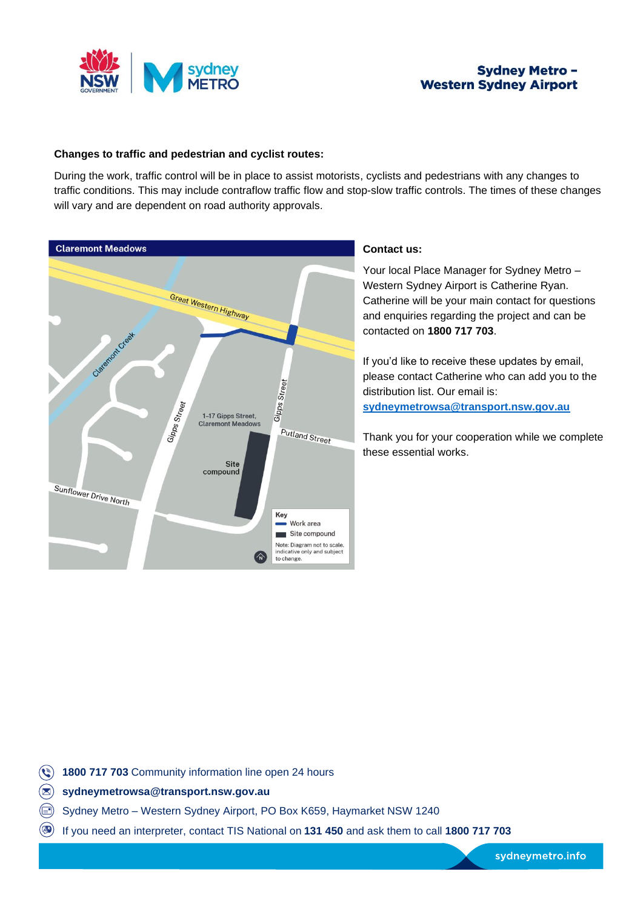**Changes to traffic and pedestrian and cyclist routes:**

During the work, traffic control will be in place to assist motorists, cyclists and pedestrians with any changes to traffic conditions. This may include contraflow traffic flow and stop-slow traffic controls. The times of these changes will vary and are dependent on road authority approvals.

Claremont Meadows

Great Western Highway

Claremont Creek

Gipps Street

1-17 Gipps Street, Claremont Meadows

Putland Street

Site compound

Sunflower Drive North

Key

Work area

Site compound

Note: Diagram not to scale, indicative only and subject to change.

**Contact us:**

Your local Place Manager for Sydney Metro – Western Sydney Airport is Catherine Ryan. Catherine will be your main contact for questions and enquiries regarding the project and can be contacted on **1800 717 703**.

If you'd like to receive these updates by email, please contact Catherine who can add you to the distribution list. Our email is: **sydneymetrowsa@transport.nsw.gov.au**

Thank you for your cooperation while we complete these essential works.

**1800 717 703** Community information line open 24 hours

**sydneymetrowsa@transport.nsw.gov.au**

Sydney Metro – Western Sydney Airport, PO Box K659, Haymarket NSW 1240

If you need an interpreter, contact TIS National on **131 450** and ask them to call **1800 717 703**

sydneymetro.info